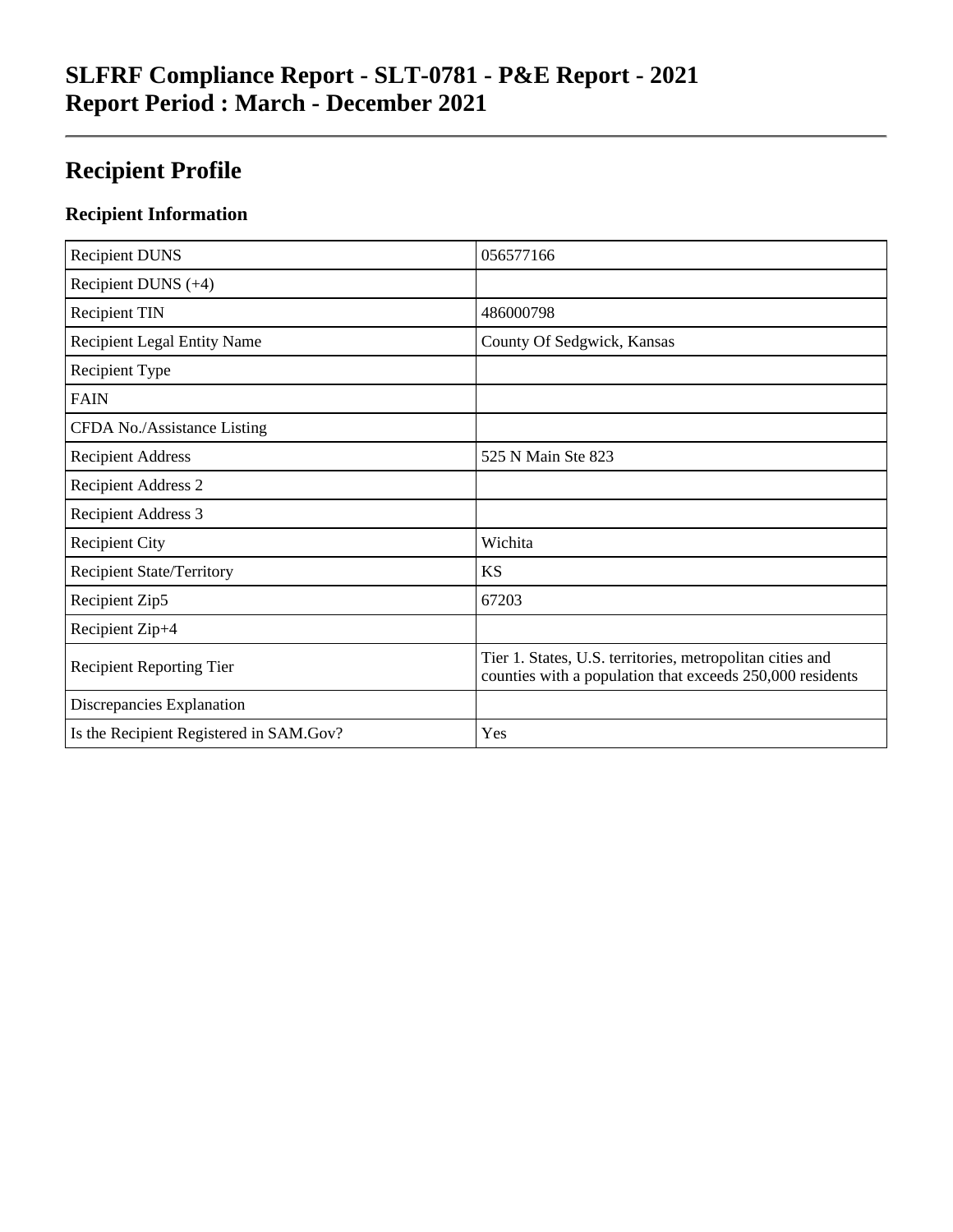# SLFRF Compliance Report - SLT-0781 - P&E Report - 2021
# Report Period : March - December 2021

## Recipient Profile

### Recipient Information

| | |
|---|---|
| Recipient DUNS | 056577166 |
| Recipient DUNS (+4) | |
| Recipient TIN | 486000798 |
| Recipient Legal Entity Name | County Of Sedgwick, Kansas |
| Recipient Type | |
| FAIN | |
| CFDA No./Assistance Listing | |
| Recipient Address | 525 N Main Ste 823 |
| Recipient Address 2 | |
| Recipient Address 3 | |
| Recipient City | Wichita |
| Recipient State/Territory | KS |
| Recipient Zip5 | 67203 |
| Recipient Zip+4 | |
| Recipient Reporting Tier | Tier 1. States, U.S. territories, metropolitan cities and counties with a population that exceeds 250,000 residents |
| Discrepancies Explanation | |
| Is the Recipient Registered in SAM.Gov? | Yes |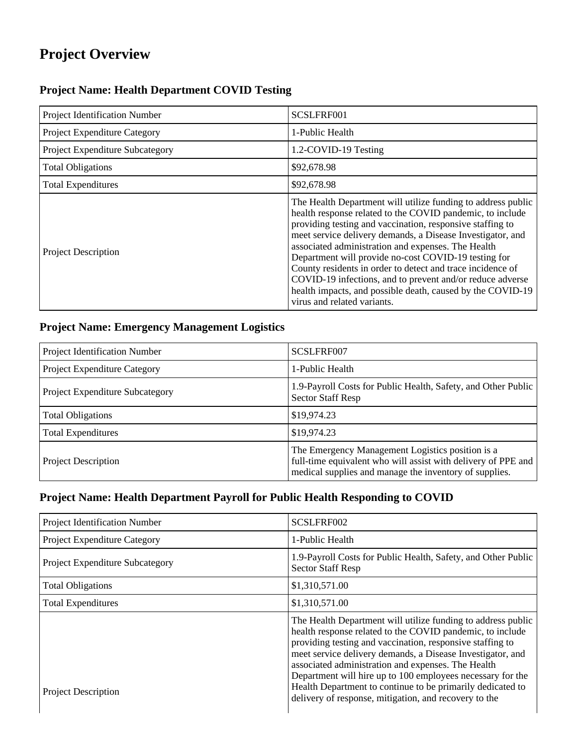# Project Overview

## Project Name: Health Department COVID Testing

| | |
|---|---|
| Project Identification Number | SCSLFRF001 |
| Project Expenditure Category | 1-Public Health |
| Project Expenditure Subcategory | 1.2-COVID-19 Testing |
| Total Obligations | $92,678.98 |
| Total Expenditures | $92,678.98 |
| Project Description | The Health Department will utilize funding to address public health response related to the COVID pandemic, to include providing testing and vaccination, responsive staffing to meet service delivery demands, a Disease Investigator, and associated administration and expenses. The Health Department will provide no-cost COVID-19 testing for County residents in order to detect and trace incidence of COVID-19 infections, and to prevent and/or reduce adverse health impacts, and possible death, caused by the COVID-19 virus and related variants. |

## Project Name: Emergency Management Logistics

| | |
|---|---|
| Project Identification Number | SCSLFRF007 |
| Project Expenditure Category | 1-Public Health |
| Project Expenditure Subcategory | 1.9-Payroll Costs for Public Health, Safety, and Other Public Sector Staff Resp |
| Total Obligations | $19,974.23 |
| Total Expenditures | $19,974.23 |
| Project Description | The Emergency Management Logistics position is a full-time equivalent who will assist with delivery of PPE and medical supplies and manage the inventory of supplies. |

## Project Name: Health Department Payroll for Public Health Responding to COVID

| | |
|---|---|
| Project Identification Number | SCSLFRF002 |
| Project Expenditure Category | 1-Public Health |
| Project Expenditure Subcategory | 1.9-Payroll Costs for Public Health, Safety, and Other Public Sector Staff Resp |
| Total Obligations | $1,310,571.00 |
| Total Expenditures | $1,310,571.00 |
| Project Description | The Health Department will utilize funding to address public health response related to the COVID pandemic, to include providing testing and vaccination, responsive staffing to meet service delivery demands, a Disease Investigator, and associated administration and expenses. The Health Department will hire up to 100 employees necessary for the Health Department to continue to be primarily dedicated to delivery of response, mitigation, and recovery to the |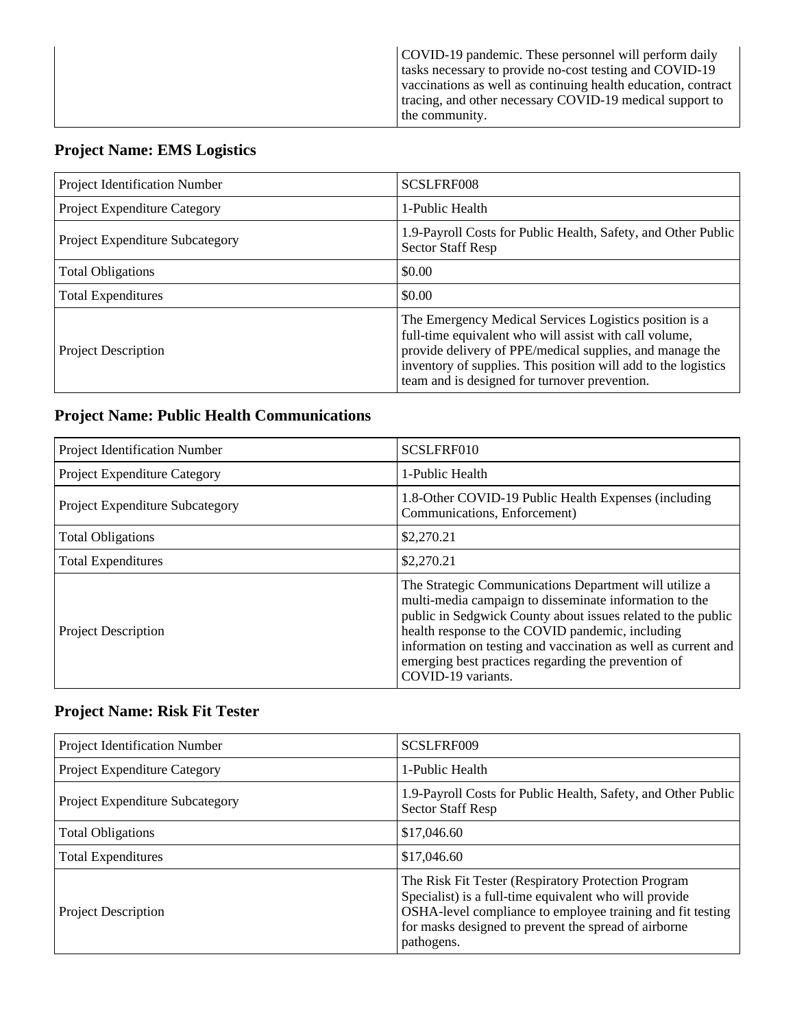| | |
|---|---|
| | COVID-19 pandemic. These personnel will perform daily tasks necessary to provide no-cost testing and COVID-19 vaccinations as well as continuing health education, contract tracing, and other necessary COVID-19 medical support to the community. |

### Project Name: EMS Logistics

| | |
|---|---|
| Project Identification Number | SCSLFRF008 |
| Project Expenditure Category | 1-Public Health |
| Project Expenditure Subcategory | 1.9-Payroll Costs for Public Health, Safety, and Other Public Sector Staff Resp |
| Total Obligations | $0.00 |
| Total Expenditures | $0.00 |
| Project Description | The Emergency Medical Services Logistics position is a full-time equivalent who will assist with call volume, provide delivery of PPE/medical supplies, and manage the inventory of supplies. This position will add to the logistics team and is designed for turnover prevention. |

### Project Name: Public Health Communications

| | |
|---|---|
| Project Identification Number | SCSLFRF010 |
| Project Expenditure Category | 1-Public Health |
| Project Expenditure Subcategory | 1.8-Other COVID-19 Public Health Expenses (including Communications, Enforcement) |
| Total Obligations | $2,270.21 |
| Total Expenditures | $2,270.21 |
| Project Description | The Strategic Communications Department will utilize a multi-media campaign to disseminate information to the public in Sedgwick County about issues related to the public health response to the COVID pandemic, including information on testing and vaccination as well as current and emerging best practices regarding the prevention of COVID-19 variants. |

### Project Name: Risk Fit Tester

| | |
|---|---|
| Project Identification Number | SCSLFRF009 |
| Project Expenditure Category | 1-Public Health |
| Project Expenditure Subcategory | 1.9-Payroll Costs for Public Health, Safety, and Other Public Sector Staff Resp |
| Total Obligations | $17,046.60 |
| Total Expenditures | $17,046.60 |
| Project Description | The Risk Fit Tester (Respiratory Protection Program Specialist) is a full-time equivalent who will provide OSHA-level compliance to employee training and fit testing for masks designed to prevent the spread of airborne pathogens. |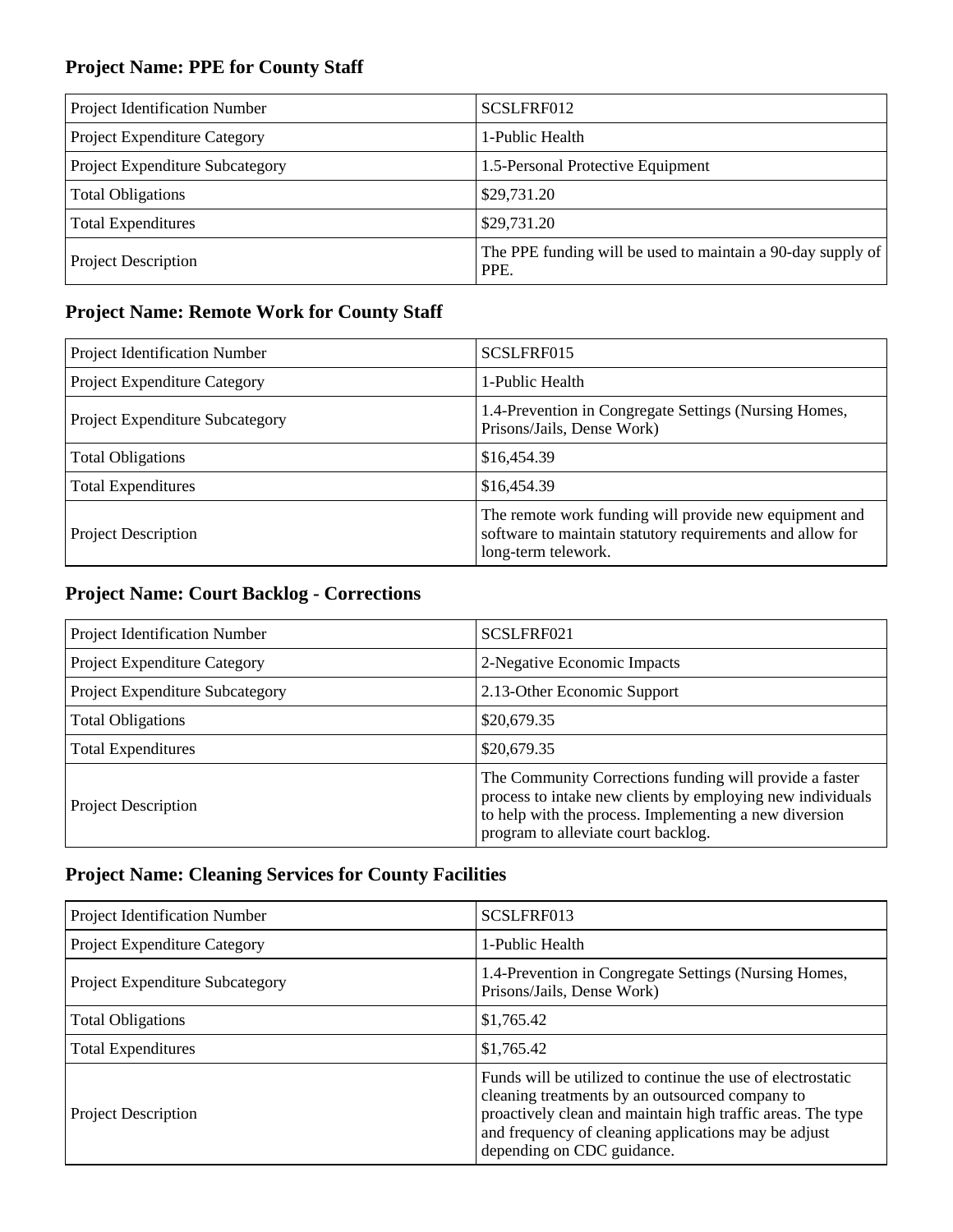## Project Name: PPE for County Staff

| | |
|---|---|
| Project Identification Number | SCSLFRF012 |
| Project Expenditure Category | 1-Public Health |
| Project Expenditure Subcategory | 1.5-Personal Protective Equipment |
| Total Obligations | $29,731.20 |
| Total Expenditures | $29,731.20 |
| Project Description | The PPE funding will be used to maintain a 90-day supply of PPE. |

## Project Name: Remote Work for County Staff

| | |
|---|---|
| Project Identification Number | SCSLFRF015 |
| Project Expenditure Category | 1-Public Health |
| Project Expenditure Subcategory | 1.4-Prevention in Congregate Settings (Nursing Homes, Prisons/Jails, Dense Work) |
| Total Obligations | $16,454.39 |
| Total Expenditures | $16,454.39 |
| Project Description | The remote work funding will provide new equipment and software to maintain statutory requirements and allow for long-term telework. |

## Project Name: Court Backlog - Corrections

| | |
|---|---|
| Project Identification Number | SCSLFRF021 |
| Project Expenditure Category | 2-Negative Economic Impacts |
| Project Expenditure Subcategory | 2.13-Other Economic Support |
| Total Obligations | $20,679.35 |
| Total Expenditures | $20,679.35 |
| Project Description | The Community Corrections funding will provide a faster process to intake new clients by employing new individuals to help with the process. Implementing a new diversion program to alleviate court backlog. |

## Project Name: Cleaning Services for County Facilities

| | |
|---|---|
| Project Identification Number | SCSLFRF013 |
| Project Expenditure Category | 1-Public Health |
| Project Expenditure Subcategory | 1.4-Prevention in Congregate Settings (Nursing Homes, Prisons/Jails, Dense Work) |
| Total Obligations | $1,765.42 |
| Total Expenditures | $1,765.42 |
| Project Description | Funds will be utilized to continue the use of electrostatic cleaning treatments by an outsourced company to proactively clean and maintain high traffic areas. The type and frequency of cleaning applications may be adjust depending on CDC guidance. |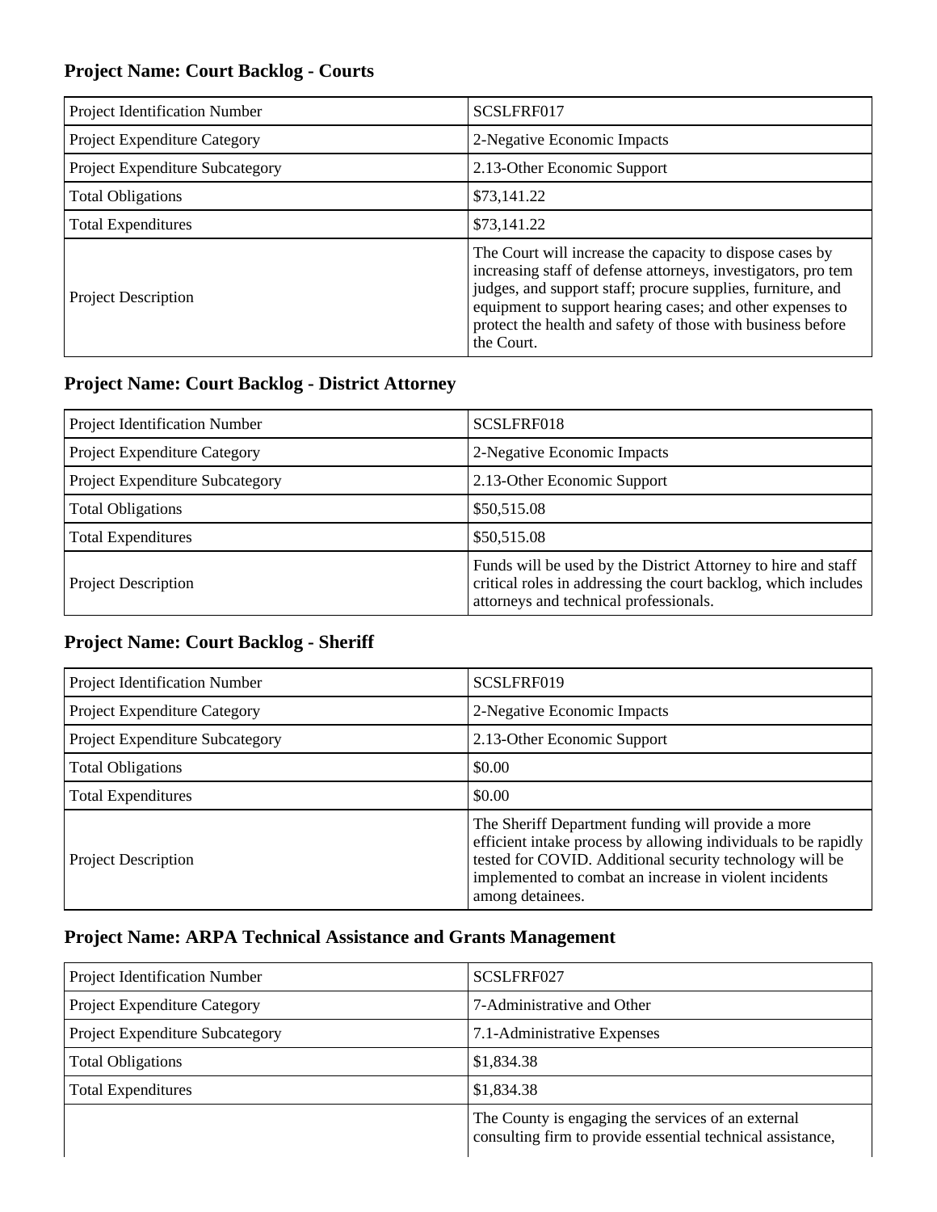## Project Name: Court Backlog - Courts

| | |
|---|---|
| Project Identification Number | SCSLFRF017 |
| Project Expenditure Category | 2-Negative Economic Impacts |
| Project Expenditure Subcategory | 2.13-Other Economic Support |
| Total Obligations | $73,141.22 |
| Total Expenditures | $73,141.22 |
| Project Description | The Court will increase the capacity to dispose cases by increasing staff of defense attorneys, investigators, pro tem judges, and support staff; procure supplies, furniture, and equipment to support hearing cases; and other expenses to protect the health and safety of those with business before the Court. |

## Project Name: Court Backlog - District Attorney

| | |
|---|---|
| Project Identification Number | SCSLFRF018 |
| Project Expenditure Category | 2-Negative Economic Impacts |
| Project Expenditure Subcategory | 2.13-Other Economic Support |
| Total Obligations | $50,515.08 |
| Total Expenditures | $50,515.08 |
| Project Description | Funds will be used by the District Attorney to hire and staff critical roles in addressing the court backlog, which includes attorneys and technical professionals. |

## Project Name: Court Backlog - Sheriff

| | |
|---|---|
| Project Identification Number | SCSLFRF019 |
| Project Expenditure Category | 2-Negative Economic Impacts |
| Project Expenditure Subcategory | 2.13-Other Economic Support |
| Total Obligations | $0.00 |
| Total Expenditures | $0.00 |
| Project Description | The Sheriff Department funding will provide a more efficient intake process by allowing individuals to be rapidly tested for COVID. Additional security technology will be implemented to combat an increase in violent incidents among detainees. |

## Project Name: ARPA Technical Assistance and Grants Management

| | |
|---|---|
| Project Identification Number | SCSLFRF027 |
| Project Expenditure Category | 7-Administrative and Other |
| Project Expenditure Subcategory | 7.1-Administrative Expenses |
| Total Obligations | $1,834.38 |
| Total Expenditures | $1,834.38 |
| | The County is engaging the services of an external consulting firm to provide essential technical assistance, |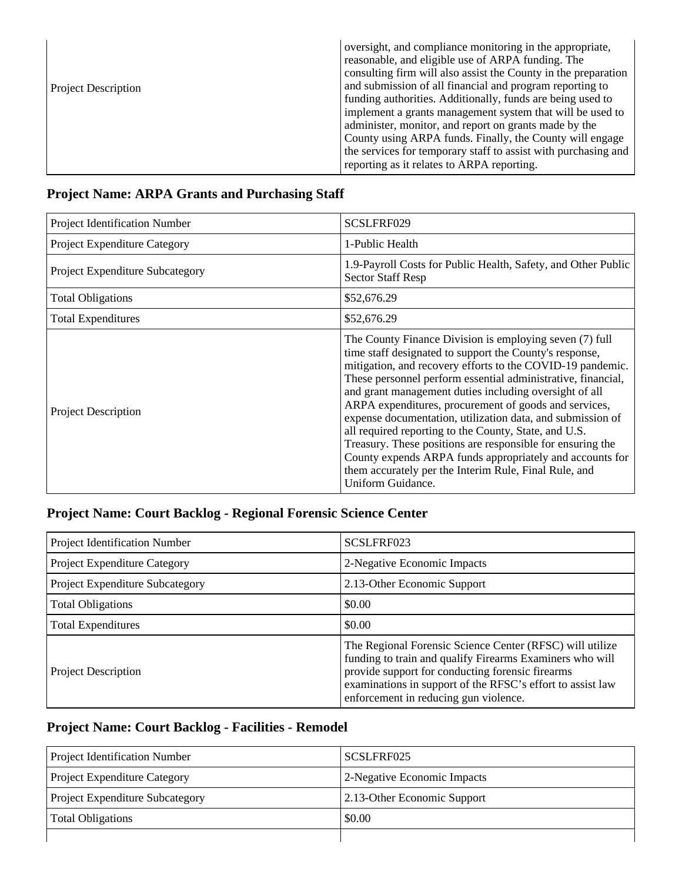| | |
|---|---|
| Project Description | oversight, and compliance monitoring in the appropriate, reasonable, and eligible use of ARPA funding. The consulting firm will also assist the County in the preparation and submission of all financial and program reporting to funding authorities. Additionally, funds are being used to implement a grants management system that will be used to administer, monitor, and report on grants made by the County using ARPA funds. Finally, the County will engage the services for temporary staff to assist with purchasing and reporting as it relates to ARPA reporting. |

### Project Name: ARPA Grants and Purchasing Staff

| | |
|---|---|
| Project Identification Number | SCSLFRF029 |
| Project Expenditure Category | 1-Public Health |
| Project Expenditure Subcategory | 1.9-Payroll Costs for Public Health, Safety, and Other Public Sector Staff Resp |
| Total Obligations | $52,676.29 |
| Total Expenditures | $52,676.29 |
| Project Description | The County Finance Division is employing seven (7) full time staff designated to support the County's response, mitigation, and recovery efforts to the COVID-19 pandemic. These personnel perform essential administrative, financial, and grant management duties including oversight of all ARPA expenditures, procurement of goods and services, expense documentation, utilization data, and submission of all required reporting to the County, State, and U.S. Treasury. These positions are responsible for ensuring the County expends ARPA funds appropriately and accounts for them accurately per the Interim Rule, Final Rule, and Uniform Guidance. |

### Project Name: Court Backlog - Regional Forensic Science Center

| | |
|---|---|
| Project Identification Number | SCSLFRF023 |
| Project Expenditure Category | 2-Negative Economic Impacts |
| Project Expenditure Subcategory | 2.13-Other Economic Support |
| Total Obligations | $0.00 |
| Total Expenditures | $0.00 |
| Project Description | The Regional Forensic Science Center (RFSC) will utilize funding to train and qualify Firearms Examiners who will provide support for conducting forensic firearms examinations in support of the RFSC's effort to assist law enforcement in reducing gun violence. |

### Project Name: Court Backlog - Facilities - Remodel

| | |
|---|---|
| Project Identification Number | SCSLFRF025 |
| Project Expenditure Category | 2-Negative Economic Impacts |
| Project Expenditure Subcategory | 2.13-Other Economic Support |
| Total Obligations | $0.00 |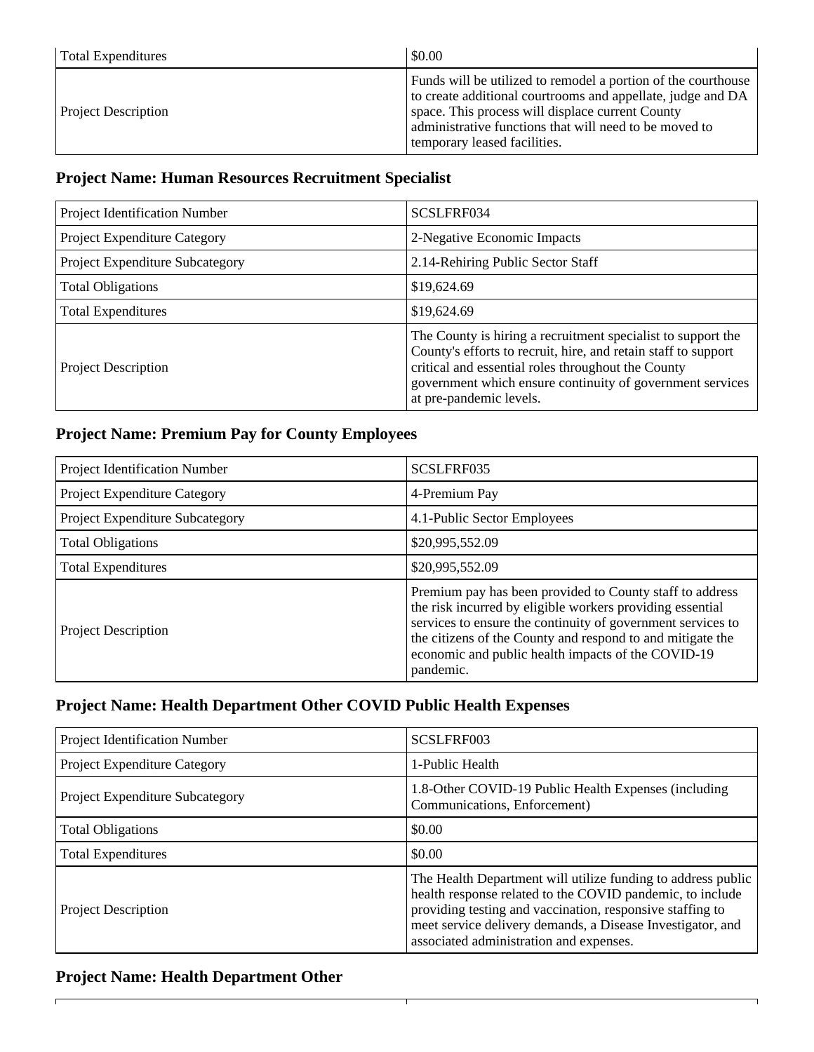| | |
|---|---|
| Total Expenditures | $0.00 |
| Project Description | Funds will be utilized to remodel a portion of the courthouse to create additional courtrooms and appellate, judge and DA space. This process will displace current County administrative functions that will need to be moved to temporary leased facilities. |

### Project Name: Human Resources Recruitment Specialist

| | |
|---|---|
| Project Identification Number | SCSLFRF034 |
| Project Expenditure Category | 2-Negative Economic Impacts |
| Project Expenditure Subcategory | 2.14-Rehiring Public Sector Staff |
| Total Obligations | $19,624.69 |
| Total Expenditures | $19,624.69 |
| Project Description | The County is hiring a recruitment specialist to support the County's efforts to recruit, hire, and retain staff to support critical and essential roles throughout the County government which ensure continuity of government services at pre-pandemic levels. |

### Project Name: Premium Pay for County Employees

| | |
|---|---|
| Project Identification Number | SCSLFRF035 |
| Project Expenditure Category | 4-Premium Pay |
| Project Expenditure Subcategory | 4.1-Public Sector Employees |
| Total Obligations | $20,995,552.09 |
| Total Expenditures | $20,995,552.09 |
| Project Description | Premium pay has been provided to County staff to address the risk incurred by eligible workers providing essential services to ensure the continuity of government services to the citizens of the County and respond to and mitigate the economic and public health impacts of the COVID-19 pandemic. |

### Project Name: Health Department Other COVID Public Health Expenses

| | |
|---|---|
| Project Identification Number | SCSLFRF003 |
| Project Expenditure Category | 1-Public Health |
| Project Expenditure Subcategory | 1.8-Other COVID-19 Public Health Expenses (including Communications, Enforcement) |
| Total Obligations | $0.00 |
| Total Expenditures | $0.00 |
| Project Description | The Health Department will utilize funding to address public health response related to the COVID pandemic, to include providing testing and vaccination, responsive staffing to meet service delivery demands, a Disease Investigator, and associated administration and expenses. |

### Project Name: Health Department Other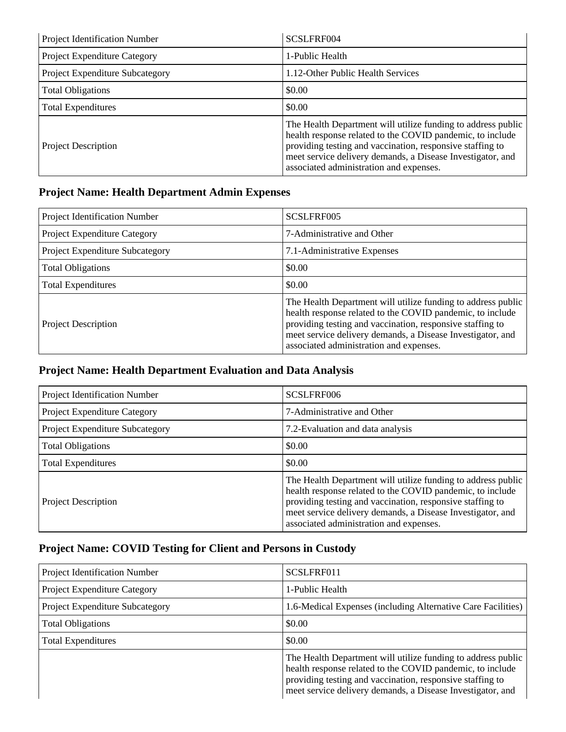| | |
|---|---|
| Project Identification Number | SCSLFRF004 |
| Project Expenditure Category | 1-Public Health |
| Project Expenditure Subcategory | 1.12-Other Public Health Services |
| Total Obligations | $0.00 |
| Total Expenditures | $0.00 |
| Project Description | The Health Department will utilize funding to address public health response related to the COVID pandemic, to include providing testing and vaccination, responsive staffing to meet service delivery demands, a Disease Investigator, and associated administration and expenses. |

### Project Name: Health Department Admin Expenses

| | |
|---|---|
| Project Identification Number | SCSLFRF005 |
| Project Expenditure Category | 7-Administrative and Other |
| Project Expenditure Subcategory | 7.1-Administrative Expenses |
| Total Obligations | $0.00 |
| Total Expenditures | $0.00 |
| Project Description | The Health Department will utilize funding to address public health response related to the COVID pandemic, to include providing testing and vaccination, responsive staffing to meet service delivery demands, a Disease Investigator, and associated administration and expenses. |

### Project Name: Health Department Evaluation and Data Analysis

| | |
|---|---|
| Project Identification Number | SCSLFRF006 |
| Project Expenditure Category | 7-Administrative and Other |
| Project Expenditure Subcategory | 7.2-Evaluation and data analysis |
| Total Obligations | $0.00 |
| Total Expenditures | $0.00 |
| Project Description | The Health Department will utilize funding to address public health response related to the COVID pandemic, to include providing testing and vaccination, responsive staffing to meet service delivery demands, a Disease Investigator, and associated administration and expenses. |

### Project Name: COVID Testing for Client and Persons in Custody

| | |
|---|---|
| Project Identification Number | SCSLFRF011 |
| Project Expenditure Category | 1-Public Health |
| Project Expenditure Subcategory | 1.6-Medical Expenses (including Alternative Care Facilities) |
| Total Obligations | $0.00 |
| Total Expenditures | $0.00 |
| | The Health Department will utilize funding to address public health response related to the COVID pandemic, to include providing testing and vaccination, responsive staffing to meet service delivery demands, a Disease Investigator, and |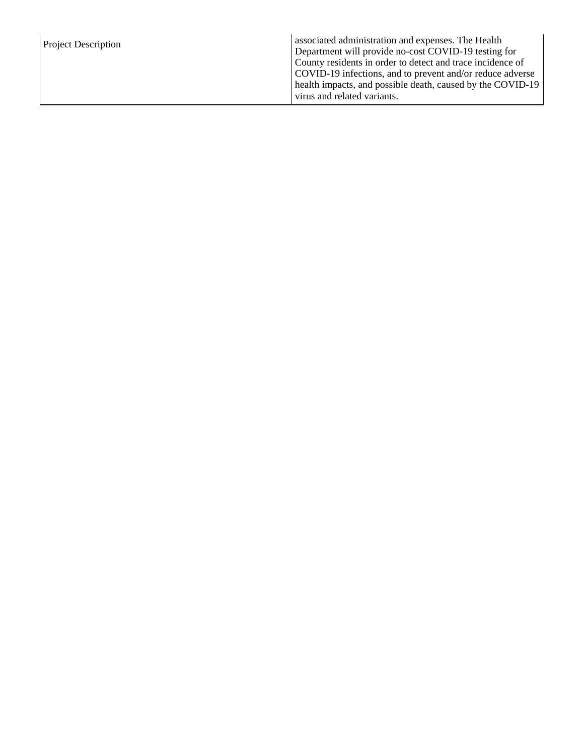| | |
|---|---|
| Project Description | associated administration and expenses. The Health Department will provide no-cost COVID-19 testing for County residents in order to detect and trace incidence of COVID-19 infections, and to prevent and/or reduce adverse health impacts, and possible death, caused by the COVID-19 virus and related variants. |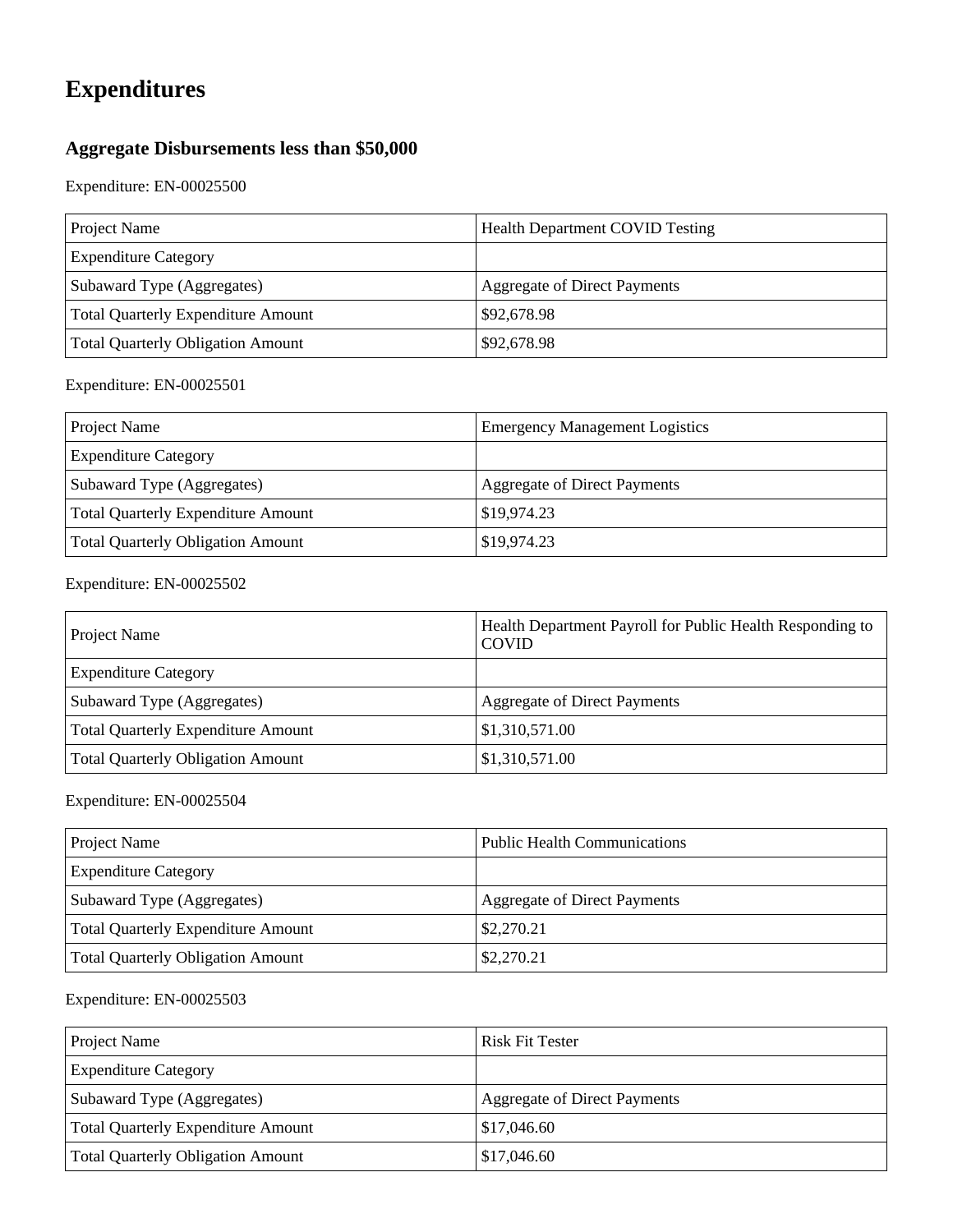# Expenditures

## Aggregate Disbursements less than $50,000

Expenditure: EN-00025500

| | |
|---|---|
| Project Name | Health Department COVID Testing |
| Expenditure Category | |
| Subaward Type (Aggregates) | Aggregate of Direct Payments |
| Total Quarterly Expenditure Amount | $92,678.98 |
| Total Quarterly Obligation Amount | $92,678.98 |

Expenditure: EN-00025501

| | |
|---|---|
| Project Name | Emergency Management Logistics |
| Expenditure Category | |
| Subaward Type (Aggregates) | Aggregate of Direct Payments |
| Total Quarterly Expenditure Amount | $19,974.23 |
| Total Quarterly Obligation Amount | $19,974.23 |

Expenditure: EN-00025502

| | |
|---|---|
| Project Name | Health Department Payroll for Public Health Responding to COVID |
| Expenditure Category | |
| Subaward Type (Aggregates) | Aggregate of Direct Payments |
| Total Quarterly Expenditure Amount | $1,310,571.00 |
| Total Quarterly Obligation Amount | $1,310,571.00 |

Expenditure: EN-00025504

| | |
|---|---|
| Project Name | Public Health Communications |
| Expenditure Category | |
| Subaward Type (Aggregates) | Aggregate of Direct Payments |
| Total Quarterly Expenditure Amount | $2,270.21 |
| Total Quarterly Obligation Amount | $2,270.21 |

Expenditure: EN-00025503

| | |
|---|---|
| Project Name | Risk Fit Tester |
| Expenditure Category | |
| Subaward Type (Aggregates) | Aggregate of Direct Payments |
| Total Quarterly Expenditure Amount | $17,046.60 |
| Total Quarterly Obligation Amount | $17,046.60 |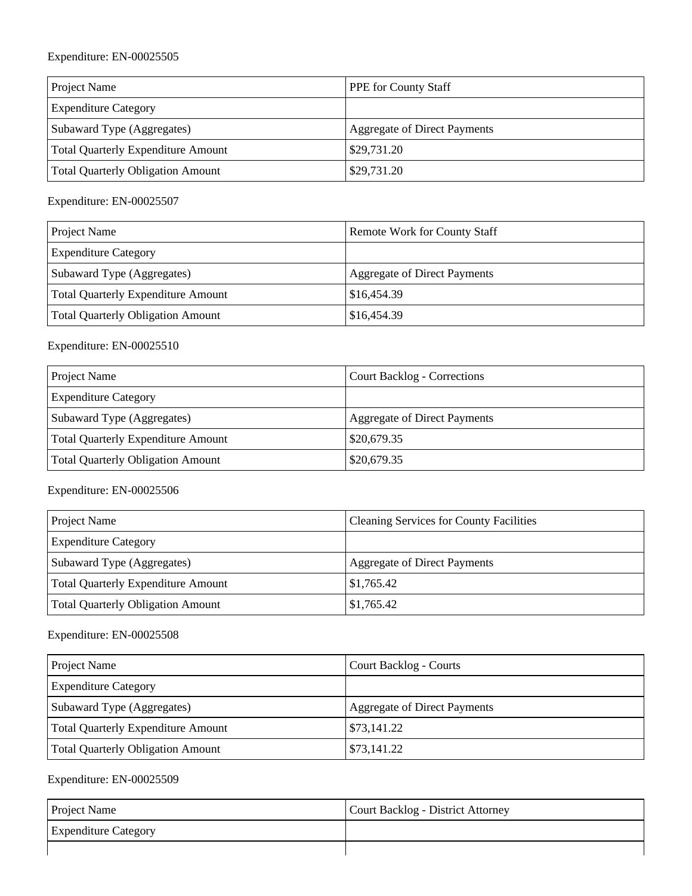Expenditure: EN-00025505

| | |
|---|---|
| Project Name | PPE for County Staff |
| Expenditure Category | |
| Subaward Type (Aggregates) | Aggregate of Direct Payments |
| Total Quarterly Expenditure Amount | $29,731.20 |
| Total Quarterly Obligation Amount | $29,731.20 |

Expenditure: EN-00025507

| | |
|---|---|
| Project Name | Remote Work for County Staff |
| Expenditure Category | |
| Subaward Type (Aggregates) | Aggregate of Direct Payments |
| Total Quarterly Expenditure Amount | $16,454.39 |
| Total Quarterly Obligation Amount | $16,454.39 |

Expenditure: EN-00025510

| | |
|---|---|
| Project Name | Court Backlog - Corrections |
| Expenditure Category | |
| Subaward Type (Aggregates) | Aggregate of Direct Payments |
| Total Quarterly Expenditure Amount | $20,679.35 |
| Total Quarterly Obligation Amount | $20,679.35 |

Expenditure: EN-00025506

| | |
|---|---|
| Project Name | Cleaning Services for County Facilities |
| Expenditure Category | |
| Subaward Type (Aggregates) | Aggregate of Direct Payments |
| Total Quarterly Expenditure Amount | $1,765.42 |
| Total Quarterly Obligation Amount | $1,765.42 |

Expenditure: EN-00025508

| | |
|---|---|
| Project Name | Court Backlog - Courts |
| Expenditure Category | |
| Subaward Type (Aggregates) | Aggregate of Direct Payments |
| Total Quarterly Expenditure Amount | $73,141.22 |
| Total Quarterly Obligation Amount | $73,141.22 |

Expenditure: EN-00025509

| | |
|---|---|
| Project Name | Court Backlog - District Attorney |
| Expenditure Category | |
| | |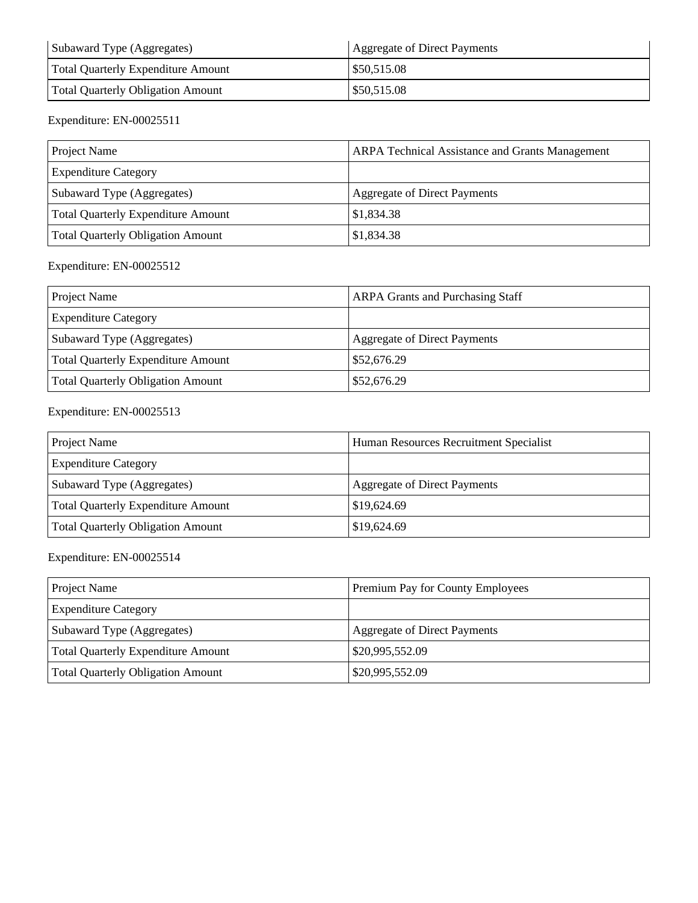| | |
|---|---|
| Subaward Type (Aggregates) | Aggregate of Direct Payments |
| Total Quarterly Expenditure Amount | $50,515.08 |
| Total Quarterly Obligation Amount | $50,515.08 |

Expenditure: EN-00025511

| | |
|---|---|
| Project Name | ARPA Technical Assistance and Grants Management |
| Expenditure Category | |
| Subaward Type (Aggregates) | Aggregate of Direct Payments |
| Total Quarterly Expenditure Amount | $1,834.38 |
| Total Quarterly Obligation Amount | $1,834.38 |

Expenditure: EN-00025512

| | |
|---|---|
| Project Name | ARPA Grants and Purchasing Staff |
| Expenditure Category | |
| Subaward Type (Aggregates) | Aggregate of Direct Payments |
| Total Quarterly Expenditure Amount | $52,676.29 |
| Total Quarterly Obligation Amount | $52,676.29 |

Expenditure: EN-00025513

| | |
|---|---|
| Project Name | Human Resources Recruitment Specialist |
| Expenditure Category | |
| Subaward Type (Aggregates) | Aggregate of Direct Payments |
| Total Quarterly Expenditure Amount | $19,624.69 |
| Total Quarterly Obligation Amount | $19,624.69 |

Expenditure: EN-00025514

| | |
|---|---|
| Project Name | Premium Pay for County Employees |
| Expenditure Category | |
| Subaward Type (Aggregates) | Aggregate of Direct Payments |
| Total Quarterly Expenditure Amount | $20,995,552.09 |
| Total Quarterly Obligation Amount | $20,995,552.09 |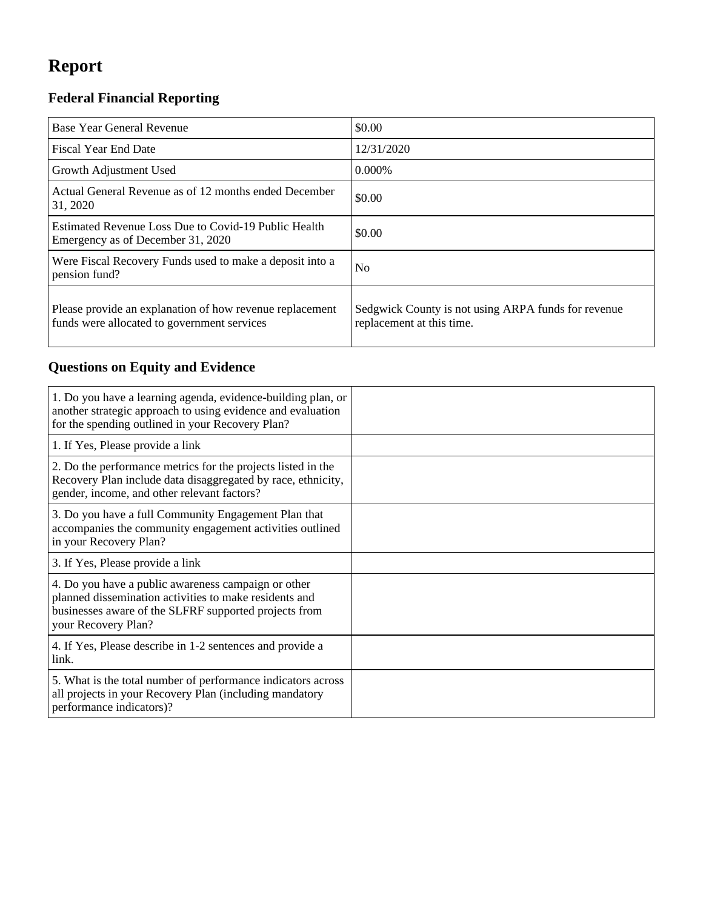# Report

## Federal Financial Reporting

| | |
|---|---|
| Base Year General Revenue | $0.00 |
| Fiscal Year End Date | 12/31/2020 |
| Growth Adjustment Used | 0.000% |
| Actual General Revenue as of 12 months ended December 31, 2020 | $0.00 |
| Estimated Revenue Loss Due to Covid-19 Public Health Emergency as of December 31, 2020 | $0.00 |
| Were Fiscal Recovery Funds used to make a deposit into a pension fund? | No |
| Please provide an explanation of how revenue replacement funds were allocated to government services | Sedgwick County is not using ARPA funds for revenue replacement at this time. |

## Questions on Equity and Evidence

| | |
|---|---|
| 1. Do you have a learning agenda, evidence-building plan, or another strategic approach to using evidence and evaluation for the spending outlined in your Recovery Plan? | |
| 1. If Yes, Please provide a link | |
| 2. Do the performance metrics for the projects listed in the Recovery Plan include data disaggregated by race, ethnicity, gender, income, and other relevant factors? | |
| 3. Do you have a full Community Engagement Plan that accompanies the community engagement activities outlined in your Recovery Plan? | |
| 3. If Yes, Please provide a link | |
| 4. Do you have a public awareness campaign or other planned dissemination activities to make residents and businesses aware of the SLFRF supported projects from your Recovery Plan? | |
| 4. If Yes, Please describe in 1-2 sentences and provide a link. | |
| 5. What is the total number of performance indicators across all projects in your Recovery Plan (including mandatory performance indicators)? | |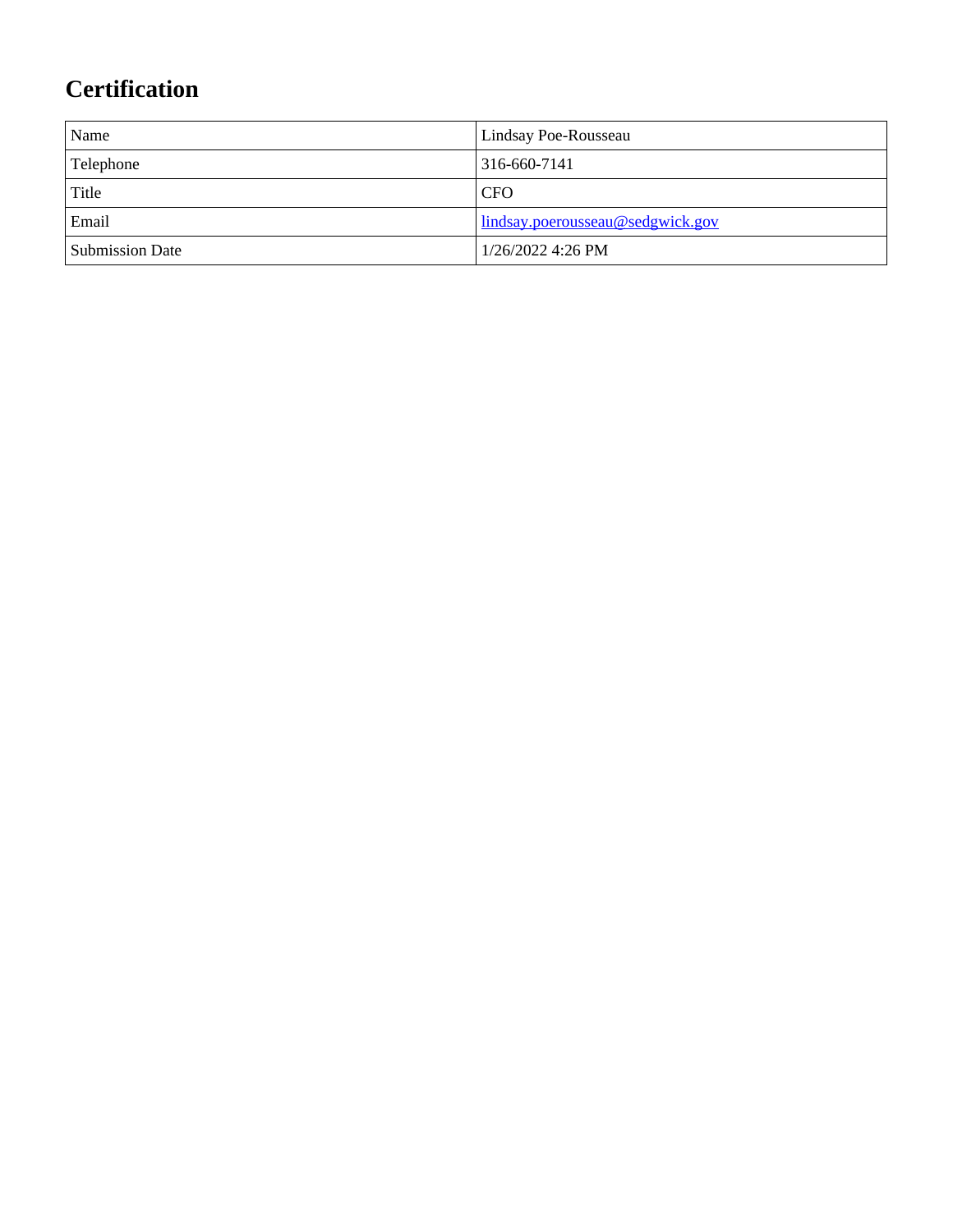## Certification

| | |
|---|---|
| Name | Lindsay Poe-Rousseau |
| Telephone | 316-660-7141 |
| Title | CFO |
| Email | lindsay.poerousseau@sedgwick.gov |
| Submission Date | 1/26/2022 4:26 PM |